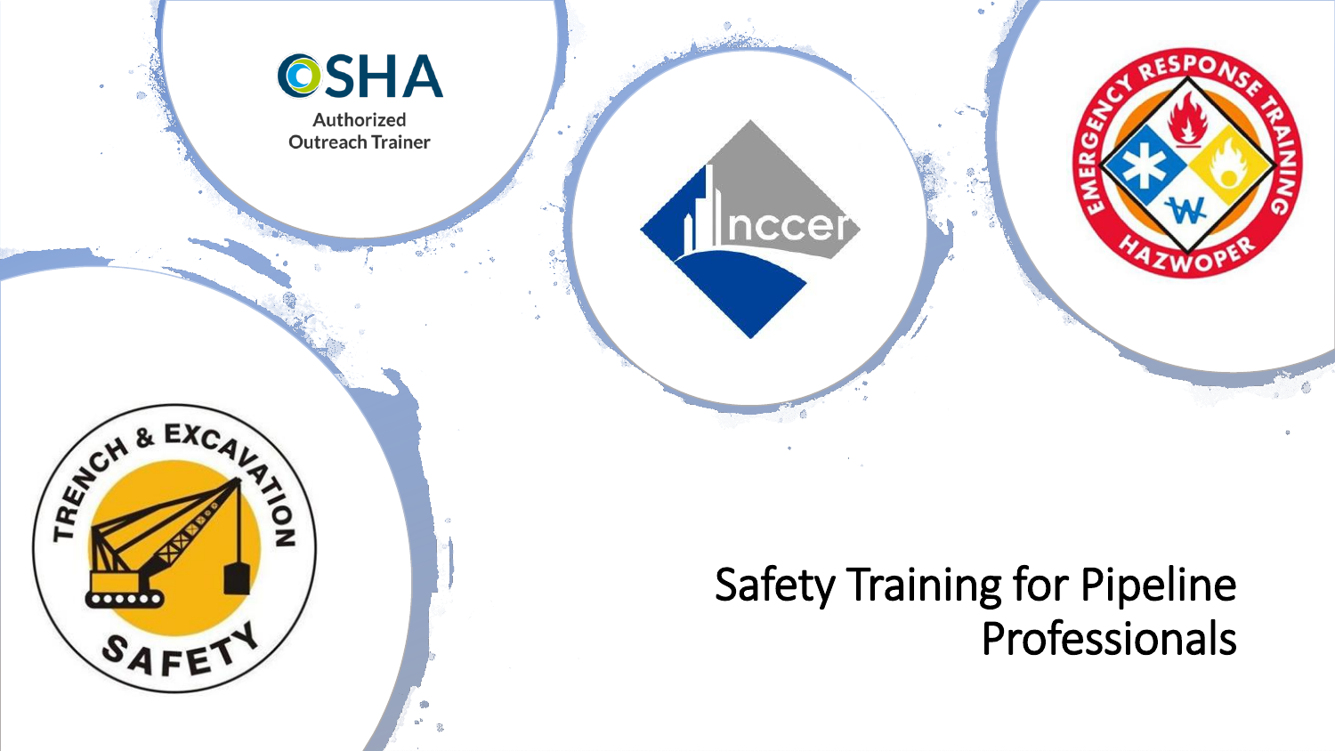# Safety Training for Pipeline Professionals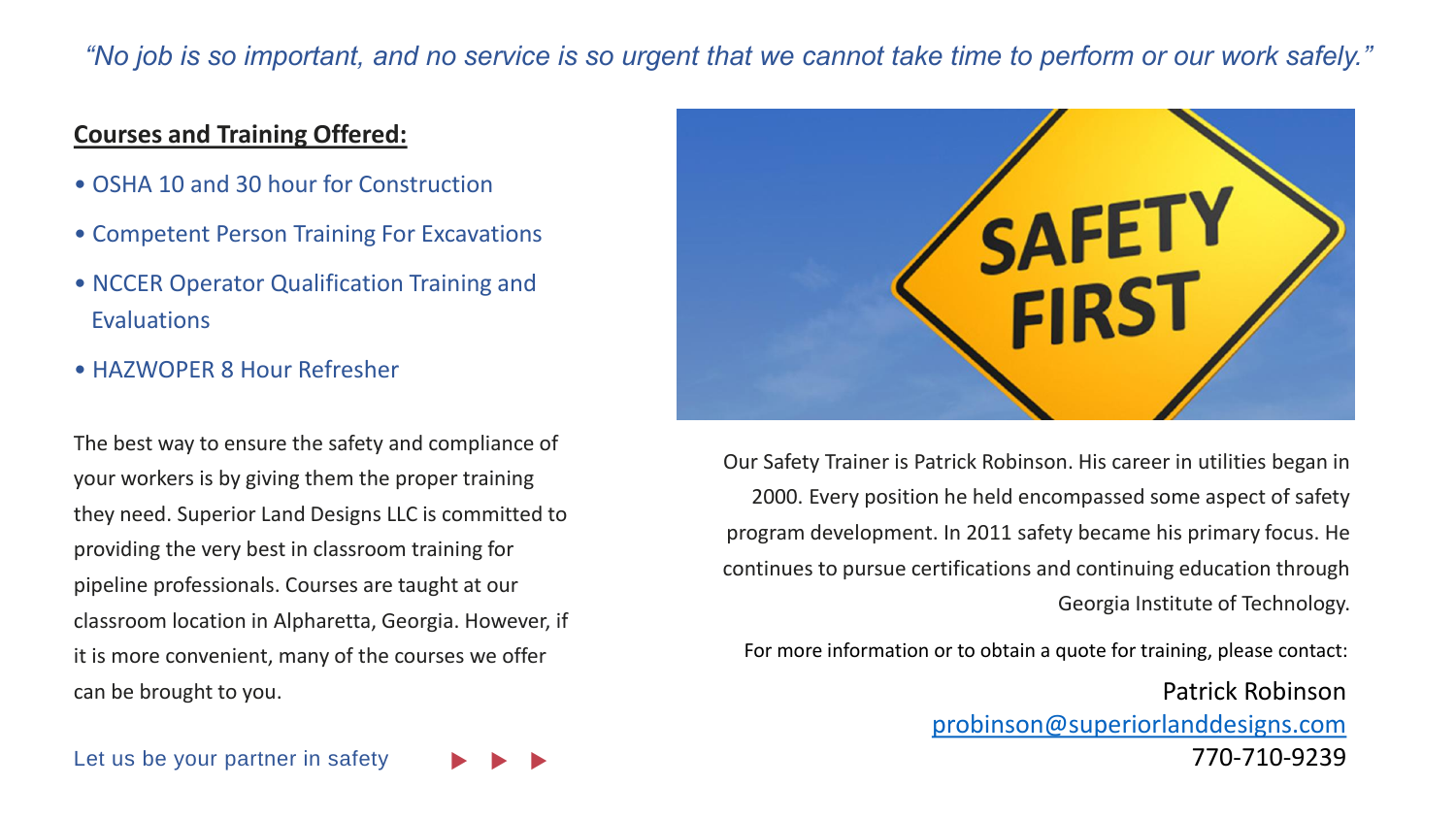*“No job is so important, and no service is so urgent that we cannot take time to perform or our work safely.”*

## Courses and Training Offered:

- OSHA 10 and 30 hour for Construction
- Competent Person Training For Excavations
- NCCER Operator Qualification Training and Evaluations
- HAZWOPER 8 Hour Refresher

The best way to ensure the safety and compliance of your workers is by giving them the proper training they need. Superior Land Designs LLC is committed to providing the very best in classroom training for pipeline professionals. Courses are taught at our classroom location in Alpharetta, Georgia. However, if it is more convenient, many of the courses we offer can be brought to you.

Let us be your partner in safety ▶ ▶ ▶

Our Safety Trainer is Patrick Robinson. His career in utilities began in 2000. Every position he held encompassed some aspect of safety program development. In 2011 safety became his primary focus. He continues to pursue certifications and continuing education through Georgia Institute of Technology.

For more information or to obtain a quote for training, please contact:

Patrick Robinson
probinson@superiorlanddesigns.com
770-710-9239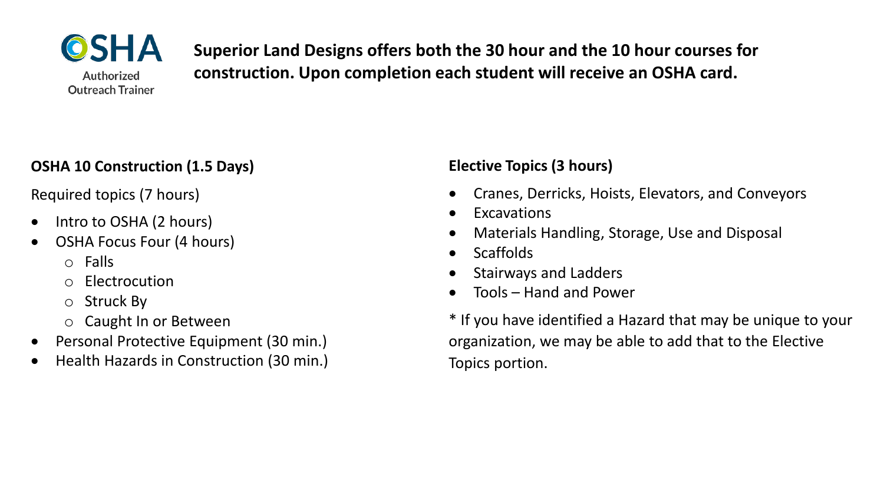OSHA Authorized Outreach Trainer

**Superior Land Designs offers both the 30 hour and the 10 hour courses for construction. Upon completion each student will receive an OSHA card.**

**OSHA 10 Construction (1.5 Days)**

Required topics (7 hours)

- Intro to OSHA (2 hours)
- OSHA Focus Four (4 hours)
  - Falls
  - Electrocution
  - Struck By
  - Caught In or Between
- Personal Protective Equipment (30 min.)
- Health Hazards in Construction (30 min.)

**Elective Topics (3 hours)**

- Cranes, Derricks, Hoists, Elevators, and Conveyors
- Excavations
- Materials Handling, Storage, Use and Disposal
- Scaffolds
- Stairways and Ladders
- Tools – Hand and Power

* If you have identified a Hazard that may be unique to your organization, we may be able to add that to the Elective Topics portion.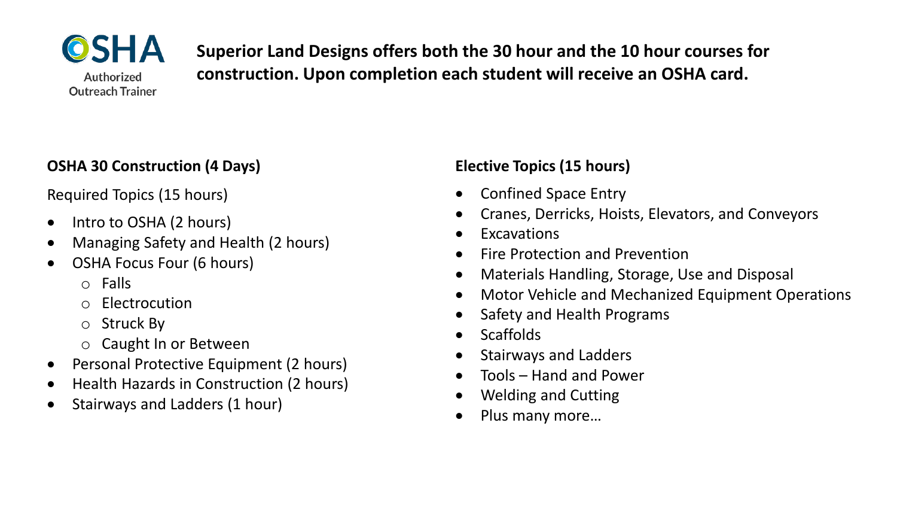OSHA
Authorized Outreach Trainer

**Superior Land Designs offers both the 30 hour and the 10 hour courses for construction. Upon completion each student will receive an OSHA card.**

**OSHA 30 Construction (4 Days)**

Required Topics (15 hours)

- Intro to OSHA (2 hours)
- Managing Safety and Health (2 hours)
- OSHA Focus Four (6 hours)
  - Falls
  - Electrocution
  - Struck By
  - Caught In or Between
- Personal Protective Equipment (2 hours)
- Health Hazards in Construction (2 hours)
- Stairways and Ladders (1 hour)

**Elective Topics (15 hours)**

- Confined Space Entry
- Cranes, Derricks, Hoists, Elevators, and Conveyors
- Excavations
- Fire Protection and Prevention
- Materials Handling, Storage, Use and Disposal
- Motor Vehicle and Mechanized Equipment Operations
- Safety and Health Programs
- Scaffolds
- Stairways and Ladders
- Tools – Hand and Power
- Welding and Cutting
- Plus many more…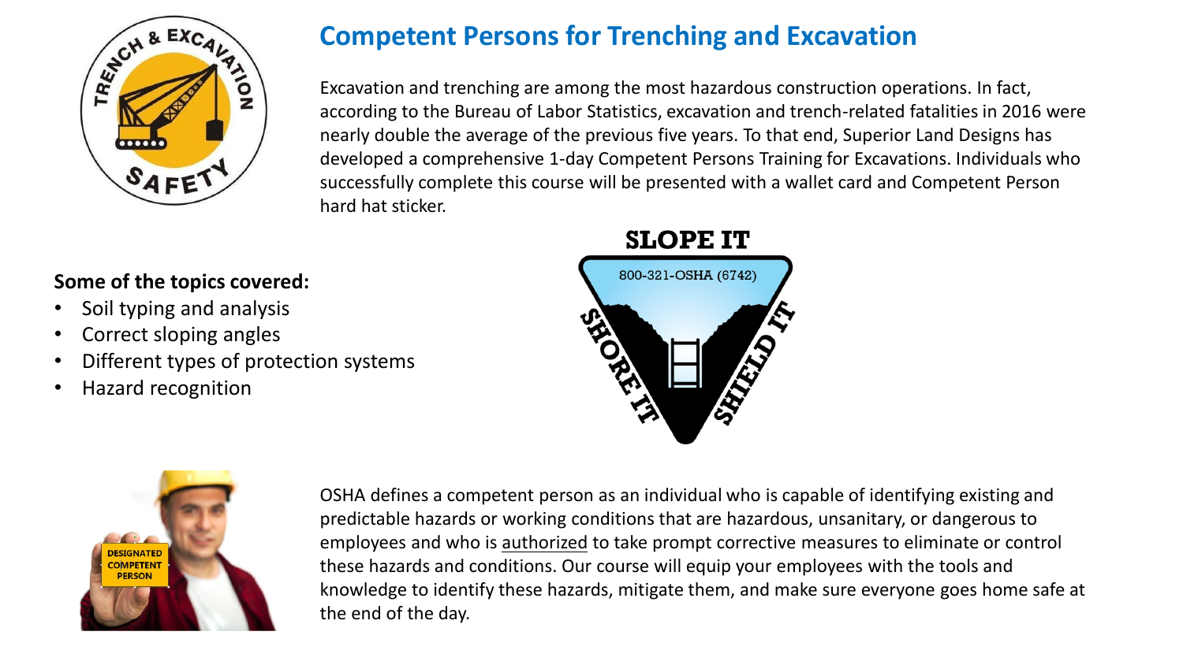# Competent Persons for Trenching and Excavation

Excavation and trenching are among the most hazardous construction operations. In fact, according to the Bureau of Labor Statistics, excavation and trench-related fatalities in 2016 were nearly double the average of the previous five years. To that end, Superior Land Designs has developed a comprehensive 1-day Competent Persons Training for Excavations. Individuals who successfully complete this course will be presented with a wallet card and Competent Person hard hat sticker.

**Some of the topics covered:**

- Soil typing and analysis
- Correct sloping angles
- Different types of protection systems
- Hazard recognition

OSHA defines a competent person as an individual who is capable of identifying existing and predictable hazards or working conditions that are hazardous, unsanitary, or dangerous to employees and who is authorized to take prompt corrective measures to eliminate or control these hazards and conditions. Our course will equip your employees with the tools and knowledge to identify these hazards, mitigate them, and make sure everyone goes home safe at the end of the day.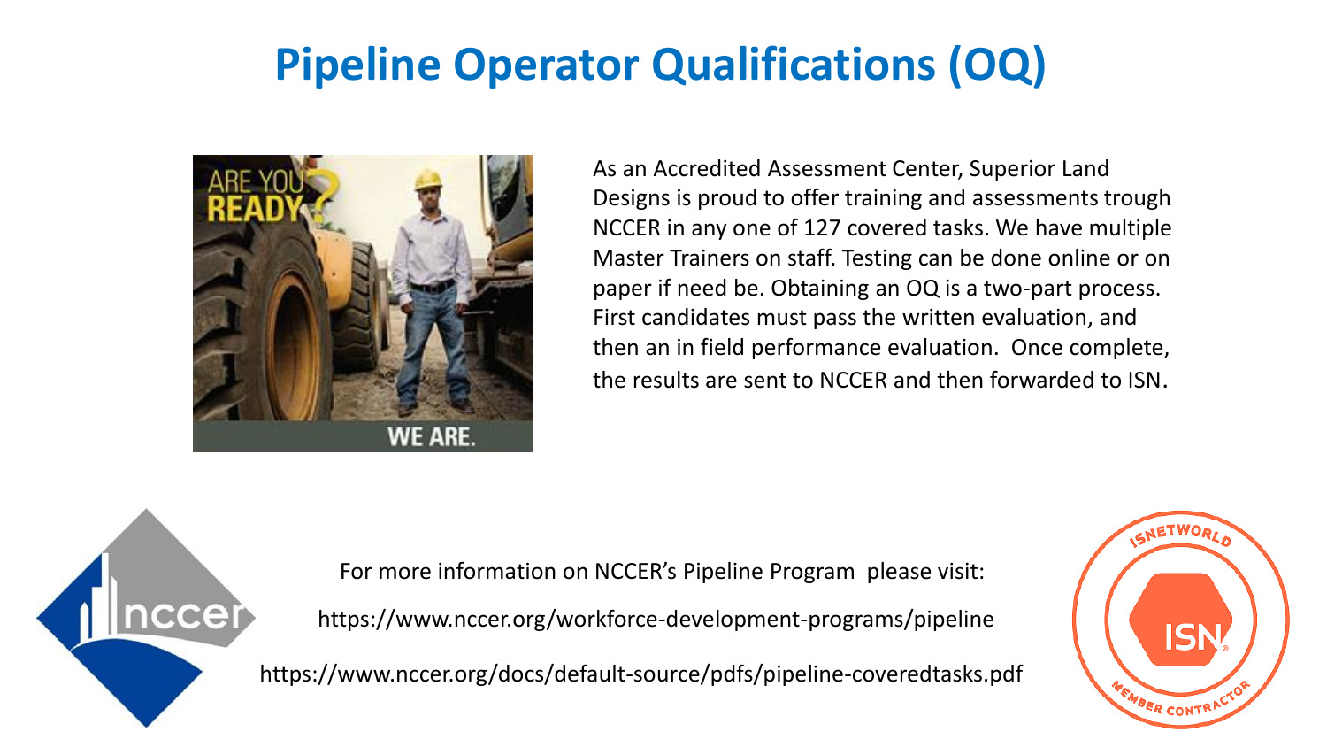# Pipeline Operator Qualifications (OQ)

As an Accredited Assessment Center, Superior Land Designs is proud to offer training and assessments trough NCCER in any one of 127 covered tasks. We have multiple Master Trainers on staff. Testing can be done online or on paper if need be. Obtaining an OQ is a two-part process. First candidates must pass the written evaluation, and then an in field performance evaluation. Once complete, the results are sent to NCCER and then forwarded to ISN.

For more information on NCCER's Pipeline Program please visit:

https://www.nccer.org/workforce-development-programs/pipeline

https://www.nccer.org/docs/default-source/pdfs/pipeline-coveredtasks.pdf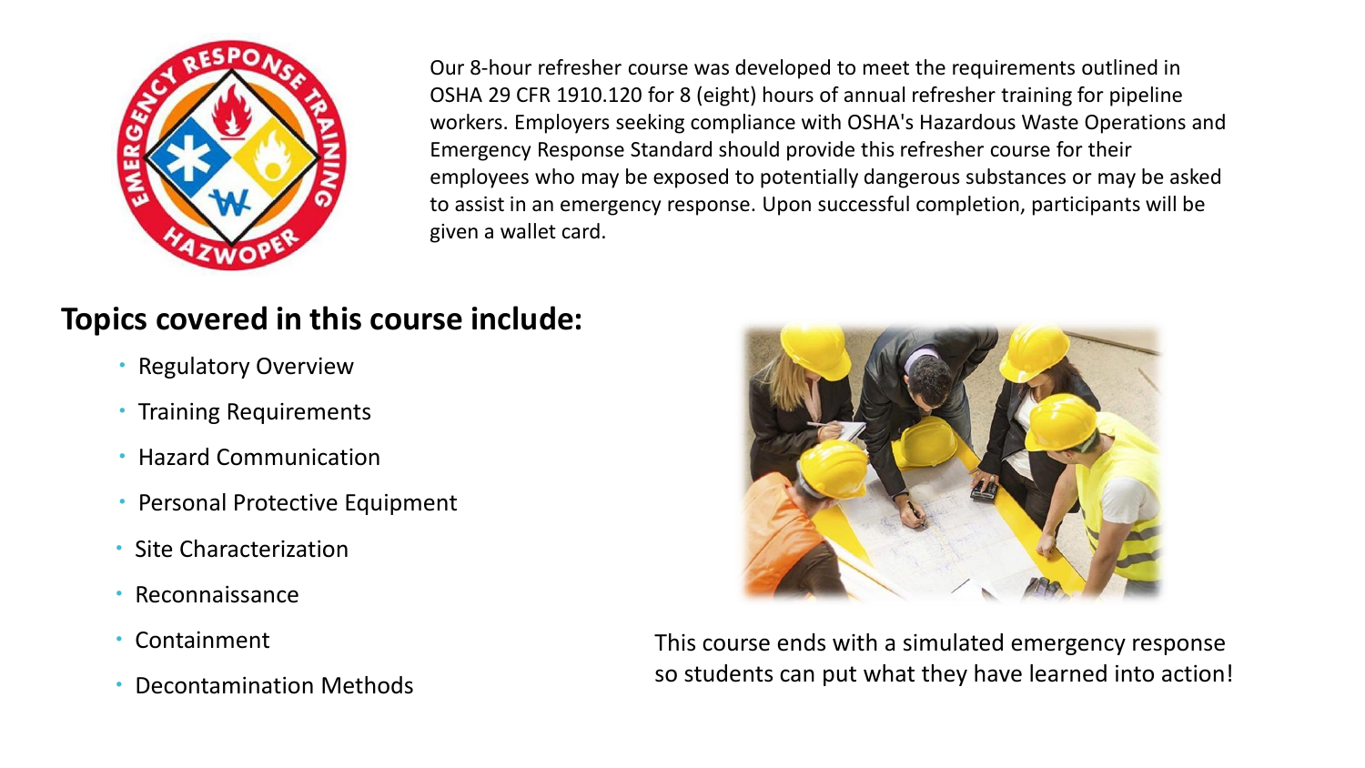Our 8-hour refresher course was developed to meet the requirements outlined in OSHA 29 CFR 1910.120 for 8 (eight) hours of annual refresher training for pipeline workers. Employers seeking compliance with OSHA's Hazardous Waste Operations and Emergency Response Standard should provide this refresher course for their employees who may be exposed to potentially dangerous substances or may be asked to assist in an emergency response. Upon successful completion, participants will be given a wallet card.

## Topics covered in this course include:

- Regulatory Overview
- Training Requirements
- Hazard Communication
- Personal Protective Equipment
- Site Characterization
- Reconnaissance
- Containment
- Decontamination Methods

This course ends with a simulated emergency response so students can put what they have learned into action!